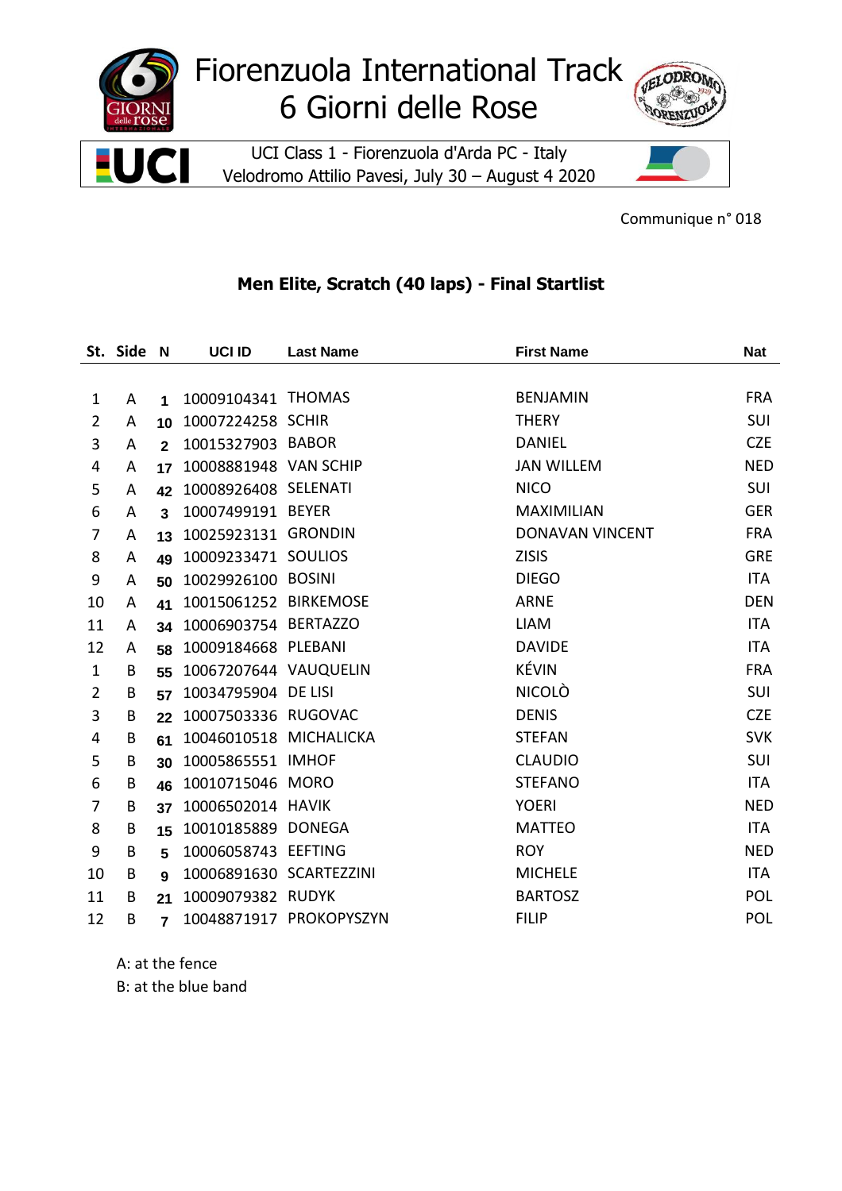# Fiorenzuola International Track
# 6 Giorni delle Rose

UCI Class 1 - Fiorenzuola d'Arda PC - Italy
Velodromo Attilio Pavesi, July 30 – August 4 2020

Communique n° 018

## Men Elite, Scratch (40 laps) - Final Startlist

| St. | Side | N | UCI ID | Last Name | First Name | Nat |
|---|---|---|---|---|---|---|
| 1 | A | 1 | 10009104341 | THOMAS | BENJAMIN | FRA |
| 2 | A | 10 | 10007224258 | SCHIR | THERY | SUI |
| 3 | A | 2 | 10015327903 | BABOR | DANIEL | CZE |
| 4 | A | 17 | 10008881948 | VAN SCHIP | JAN WILLEM | NED |
| 5 | A | 42 | 10008926408 | SELENATI | NICO | SUI |
| 6 | A | 3 | 10007499191 | BEYER | MAXIMILIAN | GER |
| 7 | A | 13 | 10025923131 | GRONDIN | DONAVAN VINCENT | FRA |
| 8 | A | 49 | 10009233471 | SOULIOS | ZISIS | GRE |
| 9 | A | 50 | 10029926100 | BOSINI | DIEGO | ITA |
| 10 | A | 41 | 10015061252 | BIRKEMOSE | ARNE | DEN |
| 11 | A | 34 | 10006903754 | BERTAZZO | LIAM | ITA |
| 12 | A | 58 | 10009184668 | PLEBANI | DAVIDE | ITA |
| 1 | B | 55 | 10067207644 | VAUQUELIN | KÉVIN | FRA |
| 2 | B | 57 | 10034795904 | DE LISI | NICOLÒ | SUI |
| 3 | B | 22 | 10007503336 | RUGOVAC | DENIS | CZE |
| 4 | B | 61 | 10046010518 | MICHALICKA | STEFAN | SVK |
| 5 | B | 30 | 10005865551 | IMHOF | CLAUDIO | SUI |
| 6 | B | 46 | 10010715046 | MORO | STEFANO | ITA |
| 7 | B | 37 | 10006502014 | HAVIK | YOERI | NED |
| 8 | B | 15 | 10010185889 | DONEGA | MATTEO | ITA |
| 9 | B | 5 | 10006058743 | EEFTING | ROY | NED |
| 10 | B | 9 | 10006891630 | SCARTEZZINI | MICHELE | ITA |
| 11 | B | 21 | 10009079382 | RUDYK | BARTOSZ | POL |
| 12 | B | 7 | 10048871917 | PROKOPYSZYN | FILIP | POL |

A: at the fence
B: at the blue band